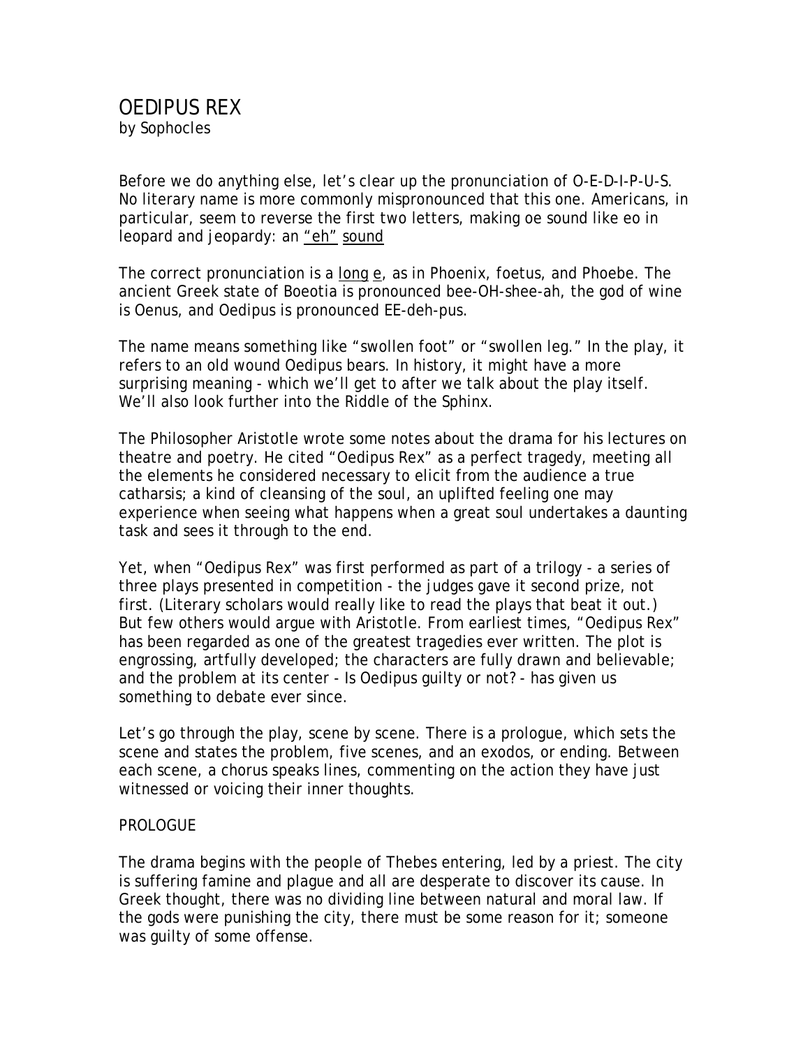# OEDIPUS REX

by Sophocles

Before we do anything else, let's clear up the pronunciation of O-E-D-I-P-U-S. No literary name is more commonly mispronounced that this one. Americans, in particular, seem to reverse the first two letters, making oe sound like eo in leopard and jeopardy: an "eh" sound

The correct pronunciation is a long e, as in Phoenix, foetus, and Phoebe. The ancient Greek state of Boeotia is pronounced bee-OH-shee-ah, the god of wine is Oenus, and Oedipus is pronounced EE-deh-pus.

The name means something like "swollen foot" or "swollen leg." In the play, it refers to an old wound Oedipus bears. In history, it might have a more surprising meaning - which we'll get to after we talk about the play itself. We'll also look further into the Riddle of the Sphinx.

The Philosopher Aristotle wrote some notes about the drama for his lectures on theatre and poetry. He cited "Oedipus Rex" as a perfect tragedy, meeting all the elements he considered necessary to elicit from the audience a true catharsis; a kind of cleansing of the soul, an uplifted feeling one may experience when seeing what happens when a great soul undertakes a daunting task and sees it through to the end.

Yet, when "Oedipus Rex" was first performed as part of a trilogy - a series of three plays presented in competition - the judges gave it second prize, not first. (Literary scholars would really like to read the plays that beat it out.) But few others would argue with Aristotle. From earliest times, "Oedipus Rex" has been regarded as one of the greatest tragedies ever written. The plot is engrossing, artfully developed; the characters are fully drawn and believable; and the problem at its center - Is Oedipus guilty or not? - has given us something to debate ever since.

Let's go through the play, scene by scene. There is a prologue, which sets the scene and states the problem, five scenes, and an exodos, or ending. Between each scene, a chorus speaks lines, commenting on the action they have just witnessed or voicing their inner thoughts.

## PROLOGUE

The drama begins with the people of Thebes entering, led by a priest. The city is suffering famine and plague and all are desperate to discover its cause. In Greek thought, there was no dividing line between natural and moral law. If the gods were punishing the city, there must be some reason for it; someone was guilty of some offense.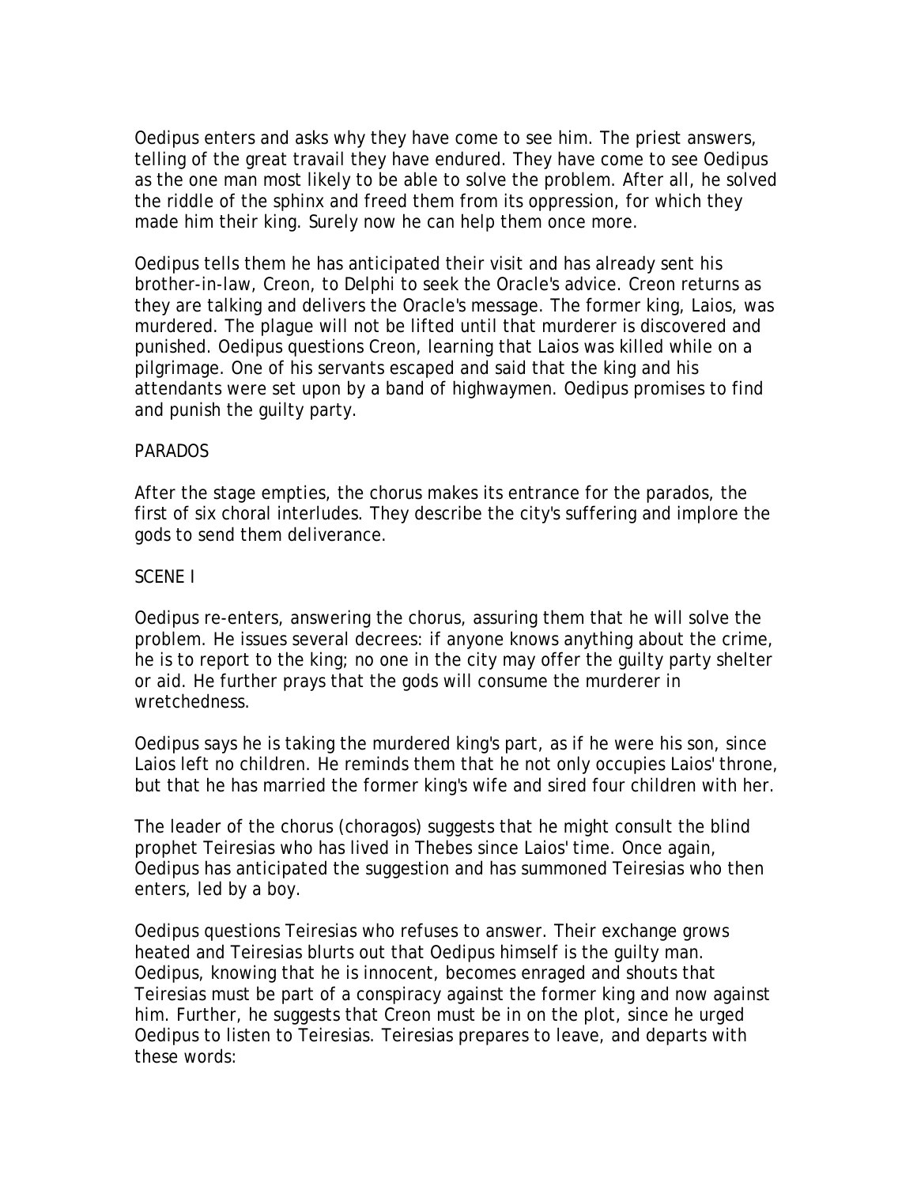Oedipus enters and asks why they have come to see him. The priest answers, telling of the great travail they have endured. They have come to see Oedipus as the one man most likely to be able to solve the problem. After all, he solved the riddle of the sphinx and freed them from its oppression, for which they made him their king. Surely now he can help them once more.

Oedipus tells them he has anticipated their visit and has already sent his brother-in-law, Creon, to Delphi to seek the Oracle's advice. Creon returns as they are talking and delivers the Oracle's message. The former king, Laios, was murdered. The plague will not be lifted until that murderer is discovered and punished. Oedipus questions Creon, learning that Laios was killed while on a pilgrimage. One of his servants escaped and said that the king and his attendants were set upon by a band of highwaymen. Oedipus promises to find and punish the guilty party.

## PARADOS

After the stage empties, the chorus makes its entrance for the parados, the first of six choral interludes. They describe the city's suffering and implore the gods to send them deliverance.

## SCENE I

Oedipus re-enters, answering the chorus, assuring them that he will solve the problem. He issues several decrees: if anyone knows anything about the crime, he is to report to the king; no one in the city may offer the guilty party shelter or aid. He further prays that the gods will consume the murderer in wretchedness.

Oedipus says he is taking the murdered king's part, as if he were his son, since Laios left no children. He reminds them that he not only occupies Laios' throne, but that he has married the former king's wife and sired four children with her.

The leader of the chorus (choragos) suggests that he might consult the blind prophet Teiresias who has lived in Thebes since Laios' time. Once again, Oedipus has anticipated the suggestion and has summoned Teiresias who then enters, led by a boy.

Oedipus questions Teiresias who refuses to answer. Their exchange grows heated and Teiresias blurts out that Oedipus himself is the guilty man. Oedipus, knowing that he is innocent, becomes enraged and shouts that Teiresias must be part of a conspiracy against the former king and now against him. Further, he suggests that Creon must be in on the plot, since he urged Oedipus to listen to Teiresias. Teiresias prepares to leave, and departs with these words: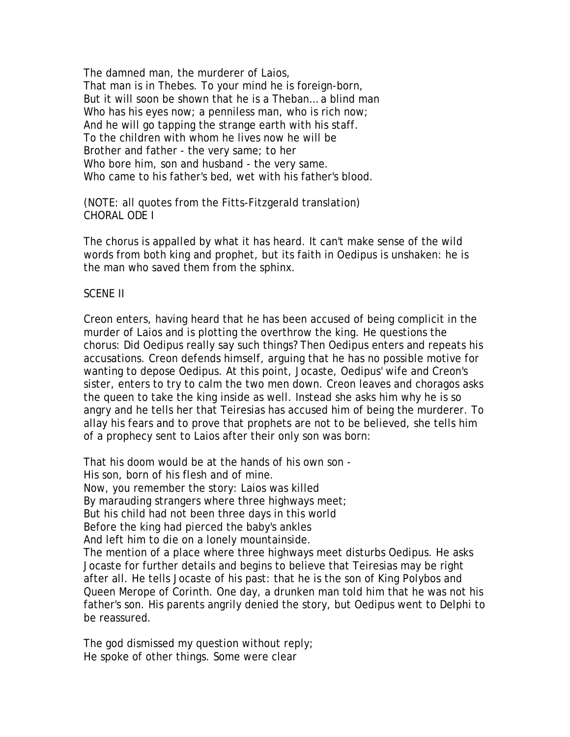The damned man, the murderer of Laios,  
That man is in Thebes. To your mind he is foreign-born,  
But it will soon be shown that he is a Theban... a blind man  
Who has his eyes now; a penniless man, who is rich now;  
And he will go tapping the strange earth with his staff.  
To the children with whom he lives now he will be  
Brother and father - the very same; to her  
Who bore him, son and husband - the very same.  
Who came to his father's bed, wet with his father's blood.

(NOTE: all quotes from the Fitts-Fitzgerald translation)

CHORAL ODE I

The chorus is appalled by what it has heard. It can't make sense of the wild words from both king and prophet, but its faith in Oedipus is unshaken: he is the man who saved them from the sphinx.

SCENE II

Creon enters, having heard that he has been accused of being complicit in the murder of Laios and is plotting the overthrow the king. He questions the chorus: Did Oedipus really say such things? Then Oedipus enters and repeats his accusations. Creon defends himself, arguing that he has no possible motive for wanting to depose Oedipus. At this point, Jocaste, Oedipus' wife and Creon's sister, enters to try to calm the two men down. Creon leaves and choragos asks the queen to take the king inside as well. Instead she asks him why he is so angry and he tells her that Teiresias has accused him of being the murderer. To allay his fears and to prove that prophets are not to be believed, she tells him of a prophecy sent to Laios after their only son was born:

That his doom would be at the hands of his own son -  
His son, born of his flesh and of mine.  
Now, you remember the story: Laios was killed  
By marauding strangers where three highways meet;  
But his child had not been three days in this world  
Before the king had pierced the baby's ankles  
And left him to die on a lonely mountainside.  
The mention of a place where three highways meet disturbs Oedipus. He asks Jocaste for further details and begins to believe that Teiresias may be right after all. He tells Jocaste of his past: that he is the son of King Polybos and Queen Merope of Corinth. One day, a drunken man told him that he was not his father's son. His parents angrily denied the story, but Oedipus went to Delphi to be reassured.

The god dismissed my question without reply;  
He spoke of other things. Some were clear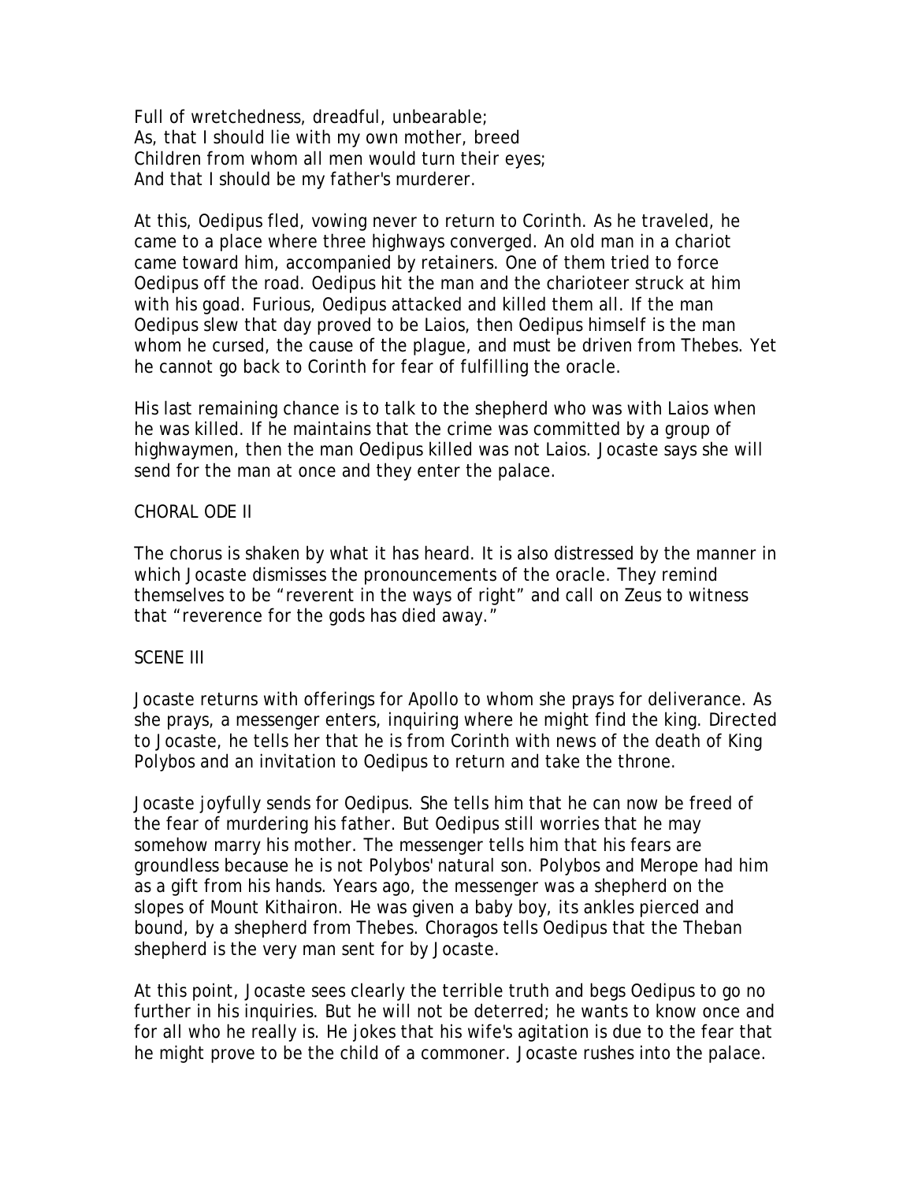Full of wretchedness, dreadful, unbearable;
As, that I should lie with my own mother, breed
Children from whom all men would turn their eyes;
And that I should be my father's murderer.

At this, Oedipus fled, vowing never to return to Corinth. As he traveled, he came to a place where three highways converged. An old man in a chariot came toward him, accompanied by retainers. One of them tried to force Oedipus off the road. Oedipus hit the man and the charioteer struck at him with his goad. Furious, Oedipus attacked and killed them all. If the man Oedipus slew that day proved to be Laios, then Oedipus himself is the man whom he cursed, the cause of the plague, and must be driven from Thebes. Yet he cannot go back to Corinth for fear of fulfilling the oracle.

His last remaining chance is to talk to the shepherd who was with Laios when he was killed. If he maintains that the crime was committed by a group of highwaymen, then the man Oedipus killed was not Laios. Jocaste says she will send for the man at once and they enter the palace.

CHORAL ODE II

The chorus is shaken by what it has heard. It is also distressed by the manner in which Jocaste dismisses the pronouncements of the oracle. They remind themselves to be "reverent in the ways of right" and call on Zeus to witness that "reverence for the gods has died away."

SCENE III

Jocaste returns with offerings for Apollo to whom she prays for deliverance. As she prays, a messenger enters, inquiring where he might find the king. Directed to Jocaste, he tells her that he is from Corinth with news of the death of King Polybos and an invitation to Oedipus to return and take the throne.

Jocaste joyfully sends for Oedipus. She tells him that he can now be freed of the fear of murdering his father. But Oedipus still worries that he may somehow marry his mother. The messenger tells him that his fears are groundless because he is not Polybos' natural son. Polybos and Merope had him as a gift from his hands. Years ago, the messenger was a shepherd on the slopes of Mount Kithairon. He was given a baby boy, its ankles pierced and bound, by a shepherd from Thebes. Choragos tells Oedipus that the Theban shepherd is the very man sent for by Jocaste.

At this point, Jocaste sees clearly the terrible truth and begs Oedipus to go no further in his inquiries. But he will not be deterred; he wants to know once and for all who he really is. He jokes that his wife's agitation is due to the fear that he might prove to be the child of a commoner. Jocaste rushes into the palace.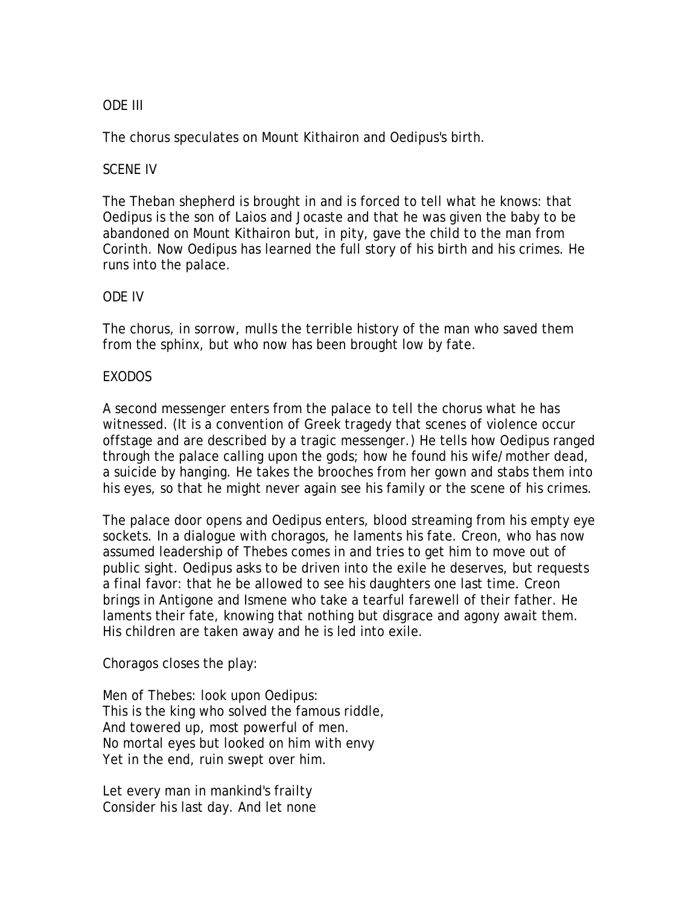## ODE III

The chorus speculates on Mount Kithairon and Oedipus's birth.

## SCENE IV

The Theban shepherd is brought in and is forced to tell what he knows: that Oedipus is the son of Laios and Jocaste and that he was given the baby to be abandoned on Mount Kithairon but, in pity, gave the child to the man from Corinth. Now Oedipus has learned the full story of his birth and his crimes. He runs into the palace.

## ODE IV

The chorus, in sorrow, mulls the terrible history of the man who saved them from the sphinx, but who now has been brought low by fate.

## EXODOS

A second messenger enters from the palace to tell the chorus what he has witnessed. (It is a convention of Greek tragedy that scenes of violence occur offstage and are described by a tragic messenger.) He tells how Oedipus ranged through the palace calling upon the gods; how he found his wife/mother dead, a suicide by hanging. He takes the brooches from her gown and stabs them into his eyes, so that he might never again see his family or the scene of his crimes.

The palace door opens and Oedipus enters, blood streaming from his empty eye sockets. In a dialogue with choragos, he laments his fate. Creon, who has now assumed leadership of Thebes comes in and tries to get him to move out of public sight. Oedipus asks to be driven into the exile he deserves, but requests a final favor: that he be allowed to see his daughters one last time. Creon brings in Antigone and Ismene who take a tearful farewell of their father. He laments their fate, knowing that nothing but disgrace and agony await them. His children are taken away and he is led into exile.

Choragos closes the play:

Men of Thebes: look upon Oedipus:  
This is the king who solved the famous riddle,  
And towered up, most powerful of men.  
No mortal eyes but looked on him with envy  
Yet in the end, ruin swept over him.

Let every man in mankind's frailty  
Consider his last day. And let none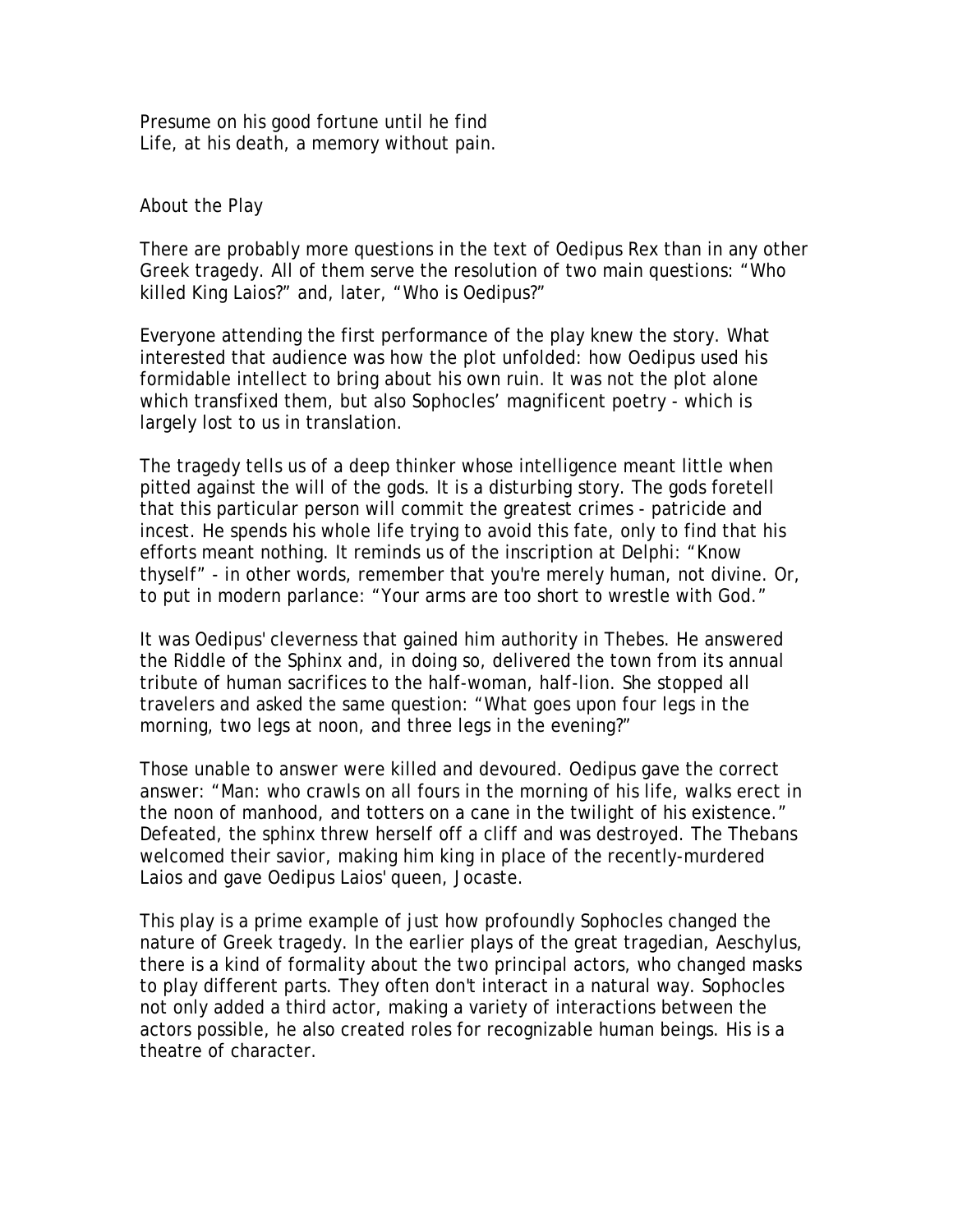Presume on his good fortune until he find
Life, at his death, a memory without pain.

## About the Play

There are probably more questions in the text of Oedipus Rex than in any other Greek tragedy. All of them serve the resolution of two main questions: “Who killed King Laios?” and, later, “Who is Oedipus?”

Everyone attending the first performance of the play knew the story. What interested that audience was how the plot unfolded: how Oedipus used his formidable intellect to bring about his own ruin. It was not the plot alone which transfixed them, but also Sophocles’ magnificent poetry - which is largely lost to us in translation.

The tragedy tells us of a deep thinker whose intelligence meant little when pitted against the will of the gods. It is a disturbing story. The gods foretell that this particular person will commit the greatest crimes - patricide and incest. He spends his whole life trying to avoid this fate, only to find that his efforts meant nothing. It reminds us of the inscription at Delphi: “Know thyself” - in other words, remember that you're merely human, not divine. Or, to put in modern parlance: “Your arms are too short to wrestle with God.”

It was Oedipus' cleverness that gained him authority in Thebes. He answered the Riddle of the Sphinx and, in doing so, delivered the town from its annual tribute of human sacrifices to the half-woman, half-lion. She stopped all travelers and asked the same question: “What goes upon four legs in the morning, two legs at noon, and three legs in the evening?”

Those unable to answer were killed and devoured. Oedipus gave the correct answer: “Man: who crawls on all fours in the morning of his life, walks erect in the noon of manhood, and totters on a cane in the twilight of his existence.” Defeated, the sphinx threw herself off a cliff and was destroyed. The Thebans welcomed their savior, making him king in place of the recently-murdered Laios and gave Oedipus Laios' queen, Jocaste.

This play is a prime example of just how profoundly Sophocles changed the nature of Greek tragedy. In the earlier plays of the great tragedian, Aeschylus, there is a kind of formality about the two principal actors, who changed masks to play different parts. They often don't interact in a natural way. Sophocles not only added a third actor, making a variety of interactions between the actors possible, he also created roles for recognizable human beings. His is a theatre of character.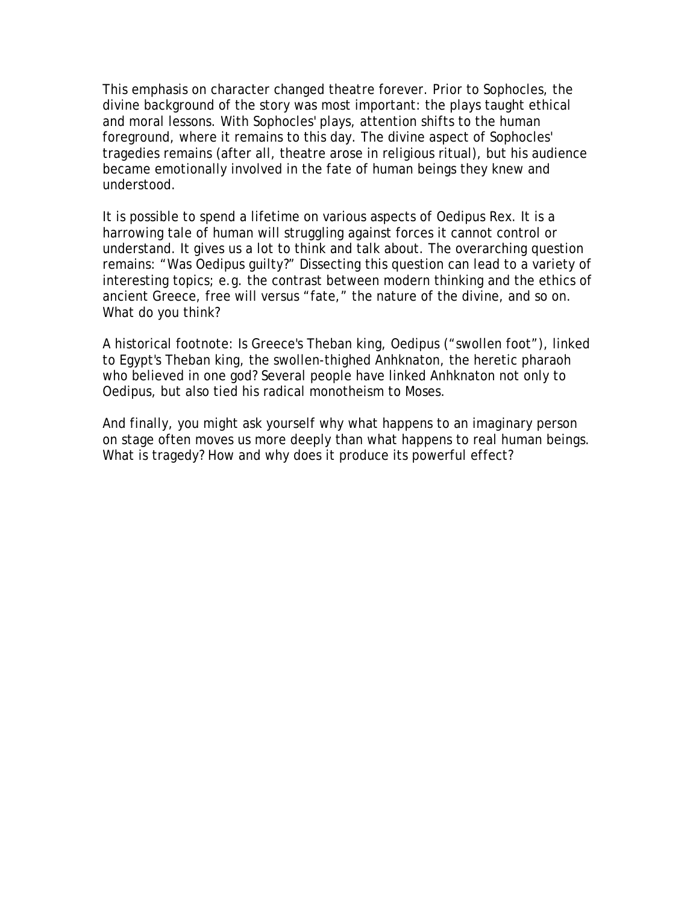This emphasis on character changed theatre forever. Prior to Sophocles, the divine background of the story was most important: the plays taught ethical and moral lessons. With Sophocles' plays, attention shifts to the human foreground, where it remains to this day. The divine aspect of Sophocles' tragedies remains (after all, theatre arose in religious ritual), but his audience became emotionally involved in the fate of human beings they knew and understood.

It is possible to spend a lifetime on various aspects of Oedipus Rex. It is a harrowing tale of human will struggling against forces it cannot control or understand. It gives us a lot to think and talk about. The overarching question remains: "Was Oedipus guilty?" Dissecting this question can lead to a variety of interesting topics; e.g. the contrast between modern thinking and the ethics of ancient Greece, free will versus "fate," the nature of the divine, and so on. What do you think?

A historical footnote: Is Greece's Theban king, Oedipus ("swollen foot"), linked to Egypt's Theban king, the swollen-thighed Anhknaton, the heretic pharaoh who believed in one god? Several people have linked Anhknaton not only to Oedipus, but also tied his radical monotheism to Moses.

And finally, you might ask yourself why what happens to an imaginary person on stage often moves us more deeply than what happens to real human beings. What is tragedy? How and why does it produce its powerful effect?